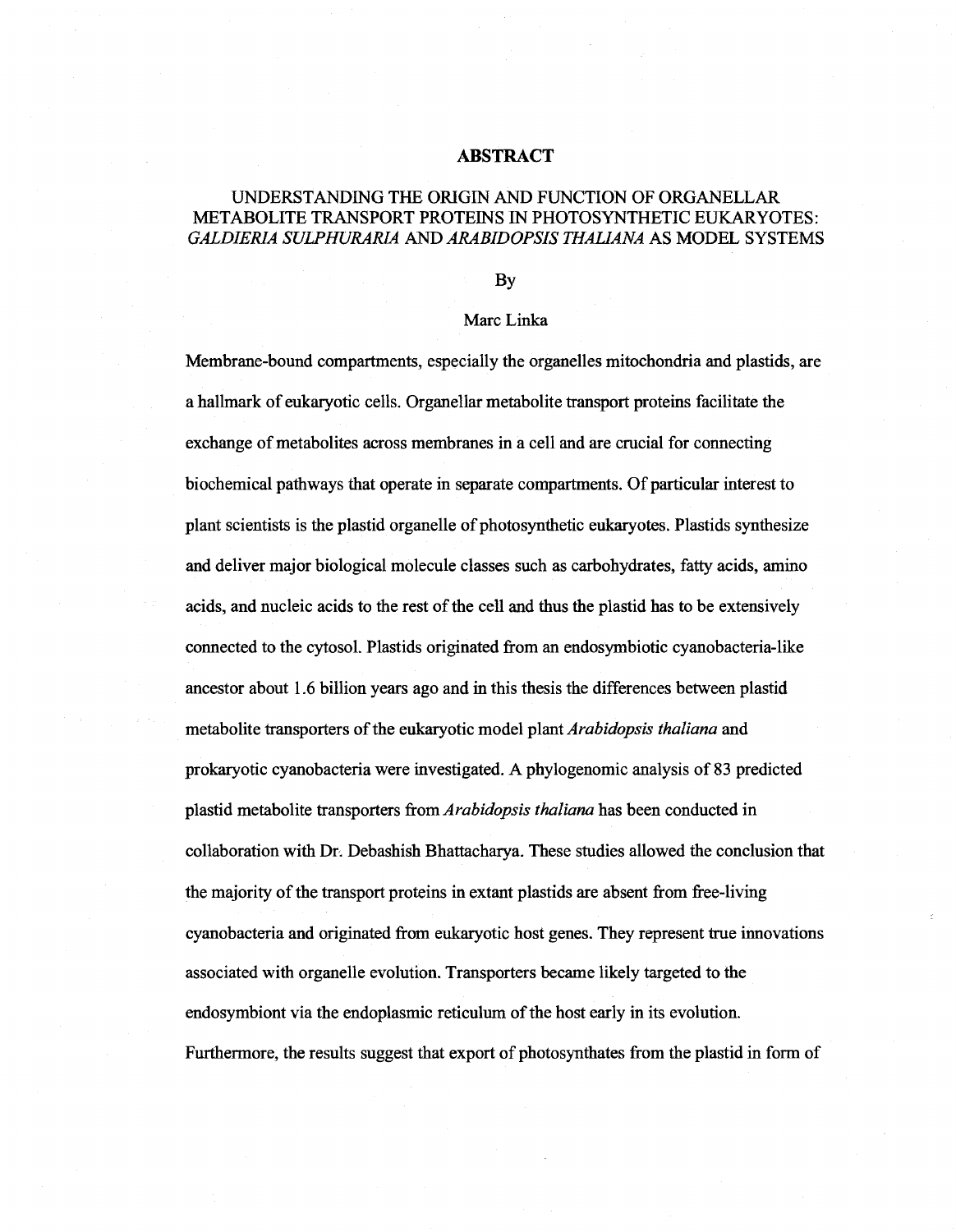## ABSTRACT

### UNDERSTANDING THE ORIGIN AND FUNCTION OF ORGANELLAR METABOLITE TRANSPORT PROTEINS IN PHOTOSYNTHETIC EUKARYOTES: *GALDIERIA SULPHURARIA* AND *ARABIDOPSIS THALIANA* AS MODEL SYSTEMS

By

Marc Linka

Membrane-bound compartments, especially the organelles mitochondria and plastids, are a hallmark of eukaryotic cells. Organellar metabolite transport proteins facilitate the exchange of metabolites across membranes in a cell and are crucial for connecting biochemical pathways that operate in separate compartments. Of particular interest to plant scientists is the plastid organelle of photosynthetic eukaryotes. Plastids synthesize and deliver major biological molecule classes such as carbohydrates, fatty acids, amino acids, and nucleic acids to the rest of the cell and thus the plastid has to be extensively connected to the cytosol. Plastids originated from an endosymbiotic cyanobacteria-like ancestor about 1.6 billion years ago and in this thesis the differences between plastid metabolite transporters of the eukaryotic model plant *Arabidopsis thaliana* and prokaryotic cyanobacteria were investigated. A phylogenomic analysis of 83 predicted plastid metabolite transporters from *Arabidopsis thaliana* has been conducted in collaboration with Dr. Debashish Bhattacharya. These studies allowed the conclusion that the majority of the transport proteins in extant plastids are absent from free-living cyanobacteria and originated from eukaryotic host genes. They represent true innovations associated with organelle evolution. Transporters became likely targeted to the endosymbiont via the endoplasmic reticulum of the host early in its evolution. Furthermore, the results suggest that export of photosynthates from the plastid in form of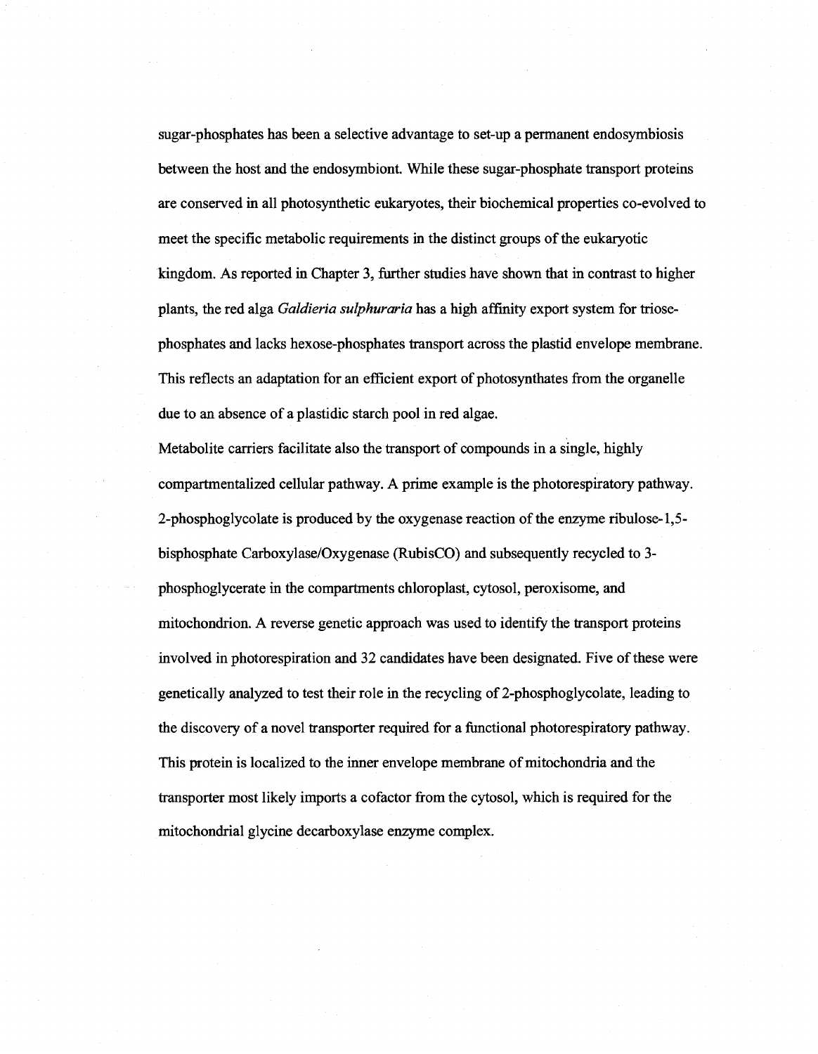sugar-phosphates has been a selective advantage to set-up a permanent endosymbiosis between the host and the endosymbiont. While these sugar-phosphate transport proteins are conserved in all photosynthetic eukaryotes, their biochemical properties co-evolved to meet the specific metabolic requirements in the distinct groups of the eukaryotic kingdom. As reported in Chapter 3, further studies have shown that in contrast to higher plants, the red alga *Galdieria sulphuraria* has a high affinity export system for triose-phosphates and lacks hexose-phosphates transport across the plastid envelope membrane. This reflects an adaptation for an efficient export of photosynthates from the organelle due to an absence of a plastidic starch pool in red algae.

Metabolite carriers facilitate also the transport of compounds in a single, highly compartmentalized cellular pathway. A prime example is the photorespiratory pathway. 2-phosphoglycolate is produced by the oxygenase reaction of the enzyme ribulose-1,5-bisphosphate Carboxylase/Oxygenase (RubisCO) and subsequently recycled to 3-phosphoglycerate in the compartments chloroplast, cytosol, peroxisome, and mitochondrion. A reverse genetic approach was used to identify the transport proteins involved in photorespiration and 32 candidates have been designated. Five of these were genetically analyzed to test their role in the recycling of 2-phosphoglycolate, leading to the discovery of a novel transporter required for a functional photorespiratory pathway. This protein is localized to the inner envelope membrane of mitochondria and the transporter most likely imports a cofactor from the cytosol, which is required for the mitochondrial glycine decarboxylase enzyme complex.